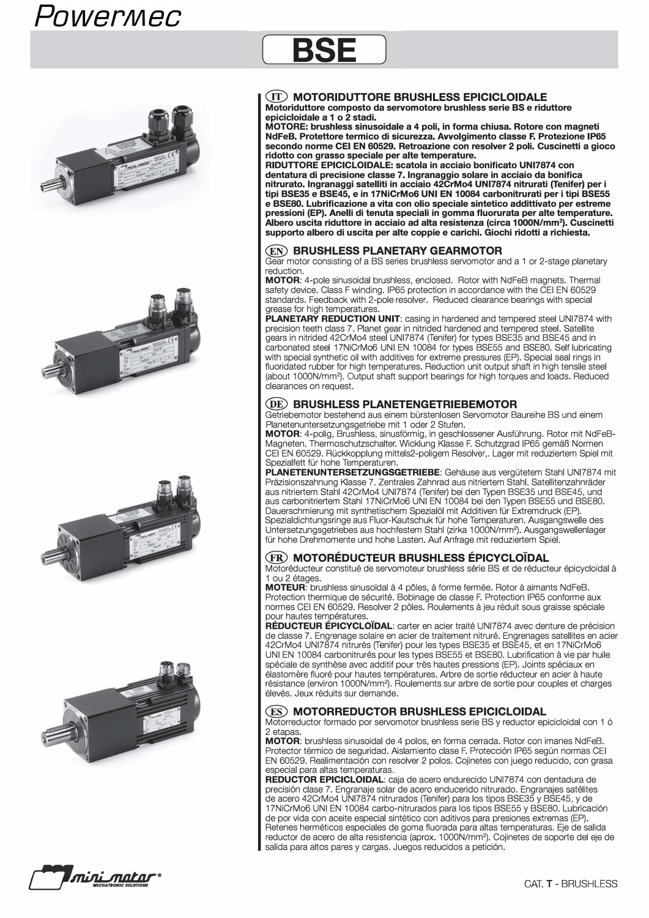# Powermec

# BSE

## (IT) MOTORIDUTTORE BRUSHLESS EPICICLOIDALE

**Motoriduttore composto da servomotore brushless serie BS e riduttore epicicloidale a 1 o 2 stadi.**
**MOTORE: brushless sinusoidale a 4 poli, in forma chiusa. Rotore con magneti NdFeB. Protettore termico di sicurezza. Avvolgimento classe F. Protezione IP65 secondo norme CEI EN 60529. Retroazione con resolver 2 poli. Cuscinetti a gioco ridotto con grasso speciale per alte temperature.**
**RIDUTTORE EPICICLOIDALE: scatola in acciaio bonificato UNI7874 con dentatura di precisione classe 7. Ingranaggio solare in acciaio da bonifica nitrurato. Ingranaggi satelliti in acciaio 42CrMo4 UNI7874 nitrurati (Tenifer) per i tipi BSE35 e BSE45, e in 17NiCrMo6 UNI EN 10084 carbonitrurati per i tipi BSE55 e BSE80. Lubrificazione a vita con olio speciale sintetico additivato per estreme pressioni (EP). Anelli di tenuta speciali in gomma fluorurata per alte temperature. Albero uscita riduttore in acciaio ad alta resistenza (circa 1000N/mm²). Cuscinetti supporto albero di uscita per alte coppie e carichi. Giochi ridotti a richiesta.**

## (EN) BRUSHLESS PLANETARY GEARMOTOR

Gear motor consisting of a BS series brushless servomotor and a 1 or 2-stage planetary reduction.
**MOTOR**: 4-pole sinusoidal brushless, enclosed. Rotor with NdFeB magnets. Thermal safety device. Class F winding. IP65 protection in accordance with the CEI EN 60529 standards. Feedback with 2-pole resolver. Reduced clearance bearings with special grease for high temperatures.
**PLANETARY REDUCTION UNIT**: casing in hardened and tempered steel UNI7874 with precision teeth class 7. Planet gear in nitrided hardened and tempered steel. Satellite gears in nitrided 42CrMo4 steel UNI7874 (Tenifer) for types BSE35 and BSE45 and in carbonated steel 17NiCrMo6 UNI EN 10084 for types BSE55 and BSE80. Self lubricating with special synthetic oil with additives for extreme pressures (EP). Special seal rings in fluoridated rubber for high temperatures. Reduction unit output shaft in high tensile steel (about 1000N/mm²). Output shaft support bearings for high torques and loads. Reduced clearances on request.

## (DE) BRUSHLESS PLANETENGETRIEBEMOTOR

Getriebemotor bestehend aus einem bürstenlosen Servomotor Baureihe BS und einem Planetenuntersetzungsgetriebe mit 1 oder 2 Stufen.
**MOTOR**: 4-polig, Brushless, sinusförmig, in geschlossener Ausführung. Rotor mit NdFeB-Magneten. Thermoschutzschalter. Wicklung Klasse F. Schutzgrad IP65 gemäß Normen CEI EN 60529. Rückkopplung mittels2-poligem Resolver,. Lager mit reduziertem Spiel mit Spezialfett für hohe Temperaturen.
**PLANETENUNTERSETZUNGSGETRIEBE**: Gehäuse aus vergütetem Stahl UNI7874 mit Präzisionszahnung Klasse 7. Zentrales Zahnrad aus nitriertem Stahl. Satellitenzahnräder aus nitriertem Stahl 42CrMo4 UNI7874 (Tenifer) bei den Typen BSE35 und BSE45, und aus carbonitriertem Stahl 17NiCrMo6 UNI EN 10084 bei den Typen BSE55 und BSE80. Dauerschmierung mit synthetischem Spezialöl mit Additiven für Extremdruck (EP). Spezialdichtungsringe aus Fluor-Kautschuk für hohe Temperaturen. Ausgangswelle des Untersetzungsgetriebes aus hochfestem Stahl (zirka 1000N/mm²). Ausgangswellenlager für hohe Drehmomente und hohe Lasten. Auf Anfrage mit reduziertem Spiel.

## (FR) MOTORÉDUCTEUR BRUSHLESS ÉPICYCLOÏDAL

Motoréducteur constitué de servomoteur brushless série BS et de réducteur épicycloïdal à 1 ou 2 étages.
**MOTEUR**: brushless sinusoïdal à 4 pôles, à forme fermée. Rotor à aimants NdFeB. Protection thermique de sécurité. Bobinage de classe F. Protection IP65 conforme aux normes CEI EN 60529. Resolver 2 pôles. Roulements à jeu réduit sous graisse spéciale pour hautes températures.
**RÉDUCTEUR ÉPICYCLOÏDAL**: carter en acier traité UNI7874 avec denture de précision de classe 7. Engrenage solaire en acier de traitement nitruré. Engrenages satellites en acier 42CrMo4 UNI7874 nitrurés (Tenifer) pour les types BSE35 et BSE45, et en 17NiCrMo6 UNI EN 10084 carbonitrurés pour les types BSE55 et BSE80. Lubrification à vie par huile spéciale de synthèse avec additif pour très hautes pressions (EP). Joints spéciaux en élastomère fluoré pour hautes températures. Arbre de sortie réducteur en acier à haute résistance (environ 1000N/mm²). Roulements sur arbre de sortie pour couples et charges élevés. Jeux réduits sur demande.

## (ES) MOTORREDUCTOR BRUSHLESS EPICICLOIDAL

Motorreductor formado por servomotor brushless serie BS y reductor epicicloidal con 1 ó 2 etapas.
**MOTOR**: brushless sinusoidal de 4 polos, en forma cerrada. Rotor con imanes NdFeB. Protector térmico de seguridad. Aislamiento clase F. Protección IP65 según normas CEI EN 60529. Realimentación con resolver 2 polos. Cojinetes con juego reducido, con grasa especial para altas temperaturas.
**REDUCTOR EPICICLOIDAL**: caja de acero endurecido UNI7874 con dentadura de precisión clase 7. Engranaje solar de acero enducerido nitrurado. Engranajes satélites de acero 42CrMo4 UNI7874 nitrurados (Tenifer) para los tipos BSE35 y BSE45, y de 17NiCrMo6 UNI EN 10084 carbo-nitrurados para los tipos BSE55 y BSE80. Lubricación de por vida con aceite especial sintético con aditivos para presiones extremas (EP). Retenes herméticos especiales de goma fluorada para altas temperaturas. Eje de salida reductor de acero de alta resistencia (aprox. 1000N/mm²). Cojinetes de soporte del eje de salida para altos pares y cargas. Juegos reducidos a petición.

mini motor® MECHATRONIC SOLUTIONS

CAT. T - BRUSHLESS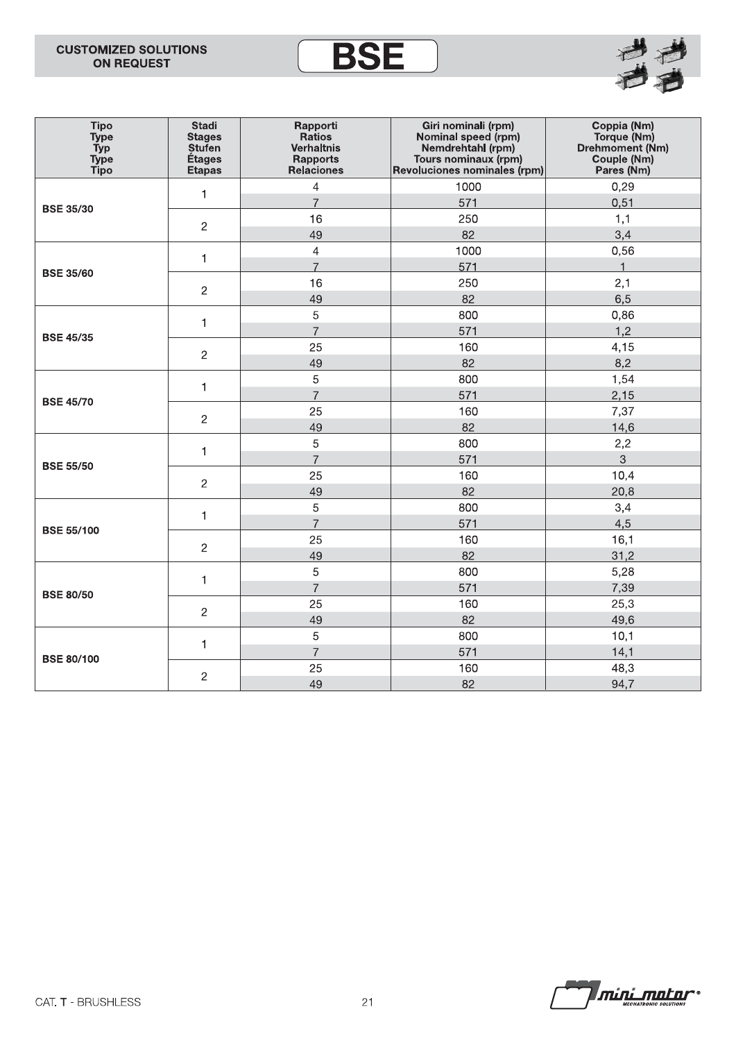**CUSTOMIZED SOLUTIONS ON REQUEST**

# BSE

| Tipo<br>Type<br>Typ<br>Type<br>Tipo | Stadi<br>Stages<br>Stufen<br>Étages<br>Etapas | Rapporti<br>Ratios<br>Verhaltnis<br>Rapports<br>Relaciones | Giri nominali (rpm)<br>Nominal speed (rpm)<br>Nemdrehtahl (rpm)<br>Tours nominaux (rpm)<br>Revoluciones nominales (rpm) | Coppia (Nm)<br>Torque (Nm)<br>Drehmoment (Nm)<br>Couple (Nm)<br>Pares (Nm) |
|---|---|---|---|---|
| **BSE 35/30** | 1 | 4 | 1000 | 0,29 |
| | | 7 | 571 | 0,51 |
| | 2 | 16 | 250 | 1,1 |
| | | 49 | 82 | 3,4 |
| **BSE 35/60** | 1 | 4 | 1000 | 0,56 |
| | | 7 | 571 | 1 |
| | 2 | 16 | 250 | 2,1 |
| | | 49 | 82 | 6,5 |
| **BSE 45/35** | 1 | 5 | 800 | 0,86 |
| | | 7 | 571 | 1,2 |
| | 2 | 25 | 160 | 4,15 |
| | | 49 | 82 | 8,2 |
| **BSE 45/70** | 1 | 5 | 800 | 1,54 |
| | | 7 | 571 | 2,15 |
| | 2 | 25 | 160 | 7,37 |
| | | 49 | 82 | 14,6 |
| **BSE 55/50** | 1 | 5 | 800 | 2,2 |
| | | 7 | 571 | 3 |
| | 2 | 25 | 160 | 10,4 |
| | | 49 | 82 | 20,8 |
| **BSE 55/100** | 1 | 5 | 800 | 3,4 |
| | | 7 | 571 | 4,5 |
| | 2 | 25 | 160 | 16,1 |
| | | 49 | 82 | 31,2 |
| **BSE 80/50** | 1 | 5 | 800 | 5,28 |
| | | 7 | 571 | 7,39 |
| | 2 | 25 | 160 | 25,3 |
| | | 49 | 82 | 49,6 |
| **BSE 80/100** | 1 | 5 | 800 | 10,1 |
| | | 7 | 571 | 14,1 |
| | 2 | 25 | 160 | 48,3 |
| | | 49 | 82 | 94,7 |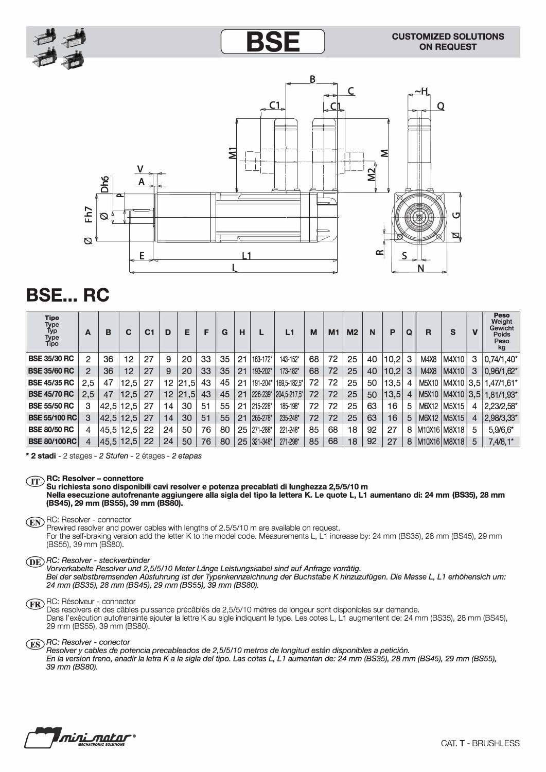BSE

CUSTOMIZED SOLUTIONS ON REQUEST

B
C
C1
C1
~H
Q
M1
M
M2
V
A
Dh6
P
Fh7
Ø
Ø
G
Ø
E
L1
L
R
S
N

# BSE... RC

| Tipo Type Typ Type Tipo | A | B | C | C1 | D | E | F | G | H | L | L1 | M | M1 | M2 | N | P | Q | R | S | V | Peso Weight Gewicht Poids Peso kg |
|---|---|---|---|---|---|---|---|---|---|---|---|---|---|---|---|---|---|---|---|---|---|
| **BSE 35/30 RC** | 2 | 36 | 12 | 27 | 9 | 20 | 33 | 35 | 21 | 163-172* | 143-152* | 68 | 72 | 25 | 40 | 10,2 | 3 | M4X8 | M4X10 | 3 | 0,74/1,40* |
| **BSE 35/60 RC** | 2 | 36 | 12 | 27 | 9 | 20 | 33 | 35 | 21 | 193-202* | 173-182* | 68 | 72 | 25 | 40 | 10,2 | 3 | M4X8 | M4X10 | 3 | 0,96/1,62* |
| **BSE 45/35 RC** | 2,5 | 47 | 12,5 | 27 | 12 | 21,5 | 43 | 45 | 21 | 191-204* | 169,5-182,5* | 72 | 72 | 25 | 50 | 13,5 | 4 | M5X10 | M4X10 | 3,5 | 1,47/1,61* |
| **BSE 45/70 RC** | 2,5 | 47 | 12,5 | 27 | 12 | 21,5 | 43 | 45 | 21 | 226-239* | 204,5-217,5* | 72 | 72 | 25 | 50 | 13,5 | 4 | M5X10 | M4X10 | 3,5 | 1,81/1,93* |
| **BSE 55/50 RC** | 3 | 42,5 | 12,5 | 27 | 14 | 30 | 51 | 55 | 21 | 215-228* | 185-198* | 72 | 72 | 25 | 63 | 16 | 5 | M6X12 | M5X15 | 4 | 2,23/2,58* |
| **BSE 55/100 RC** | 3 | 42,5 | 12,5 | 27 | 14 | 30 | 51 | 55 | 21 | 265-278* | 235-248* | 72 | 72 | 25 | 63 | 16 | 5 | M6X12 | M5X15 | 4 | 2,98/3,33* |
| **BSE 80/50 RC** | 4 | 45,5 | 12,5 | 22 | 24 | 50 | 76 | 80 | 25 | 271-288* | 221-248* | 85 | 68 | 18 | 92 | 27 | 8 | M10X16 | M8X18 | 5 | 5,9/6,6* |
| **BSE 80/100RC** | 4 | 45,5 | 12,5 | 22 | 24 | 50 | 76 | 80 | 25 | 321-348* | 271-298* | 85 | 68 | 18 | 92 | 27 | 8 | M10X16 | M8X18 | 5 | 7,4/8,1* |

**\* 2 stadi** - 2 stages - *2 Stufen* - 2 étages - *2 etapas*

(IT) **RC: Resolver – connettore**
**Su richiesta sono disponibili cavi resolver e potenza precablati di lunghezza 2,5/5/10 m**
**Nella esecuzione autofrenante aggiungere alla sigla del tipo la lettera K. Le quote L, L1 aumentano di: 24 mm (BS35), 28 mm (BS45), 29 mm (BS55), 39 mm (BS80).**

(EN) RC: Resolver - connector
Prewired resolver and power cables with lengths of 2.5/5/10 m are available on request.
For the self-braking version add the letter K to the model code. Measurements L, L1 increase by: 24 mm (BS35), 28 mm (BS45), 29 mm (BS55), 39 mm (BS80).

(DE) *RC: Resolver - steckverbinder*
*Vorverkabelte Resolver und 2,5/5/10 Meter Länge Leistungskabel sind auf Anfrage vorrätig.*
*Bei der selbstbremsenden Ausführung ist der Typenkennzeichnung der Buchstabe K hinzuzufügen. Die Masse L, L1 erhöhensich um: 24 mm (BS35), 28 mm (BS45), 29 mm (BS55), 39 mm (BS80).*

(FR) RC: Résolveur - connector
Des resolvers et des câbles puissance précâblés de 2,5/5/10 mètres de longeur sont disponibles sur demande.
Dans l'exécution autofreinante ajouter la lettre K au sigle indiquant le type. Les cotes L, L1 augmentent de: 24 mm (BS35), 28 mm (BS45), 29 mm (BS55), 39 mm (BS80).

(ES) *RC: Resolver - conector*
*Resolver y cables de potencia precableados de 2,5/5/10 metros de longitud están disponibles a petición.*
*En la version freno, anadir la letra K a la sigla del tipo. Las cotas L, L1 aumentan de: 24 mm (BS35), 28 mm (BS45), 29 mm (BS55), 39 mm (BS80).*

mini motor® MECHATRONIC SOLUTIONS

CAT. T - BRUSHLESS